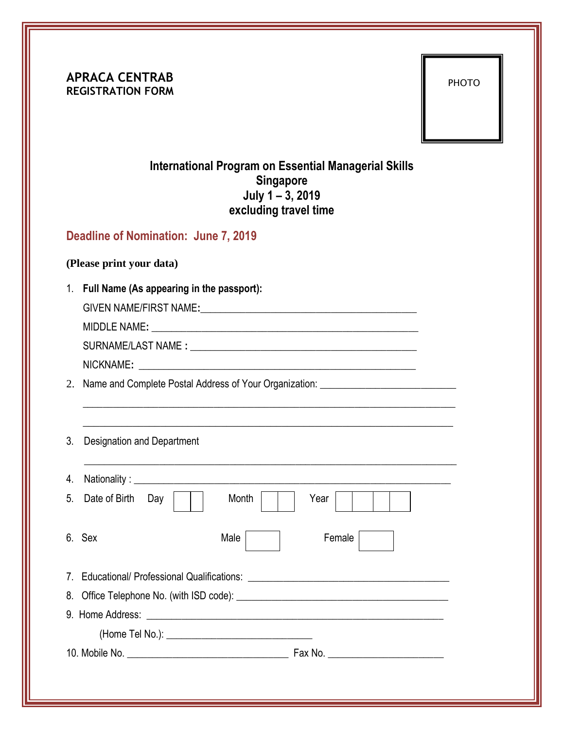**APRACA CENTRAB**
**REGISTRATION FORM**

PHOTO

## International Program on Essential Managerial Skills
## Singapore
## July 1 – 3, 2019
## excluding travel time

**Deadline of Nomination: June 7, 2019**

**(Please print your data)**

1. **Full Name (As appearing in the passport):**

   GIVEN NAME/FIRST NAME: ____________________________________________

   MIDDLE NAME: ____________________________________________

   SURNAME/LAST NAME : ____________________________________________

   NICKNAME: ____________________________________________

2. Name and Complete Postal Address of Your Organization: __________________________

   ______________________________________________________________________

   ______________________________________________________________________

3. Designation and Department

   ______________________________________________________________________

4. Nationality : ____________________________________________________________

5. Date of Birth Day [ | ] Month [ | ] Year [ | | | ]

6. Sex Male [ ] Female [ ]

7. Educational/ Professional Qualifications: ________________________________________

8. Office Telephone No. (with ISD code): __________________________________________

9. Home Address: ________________________________________________________

   (Home Tel No.): ____________________________

10. Mobile No. ________________________________ Fax No. ______________________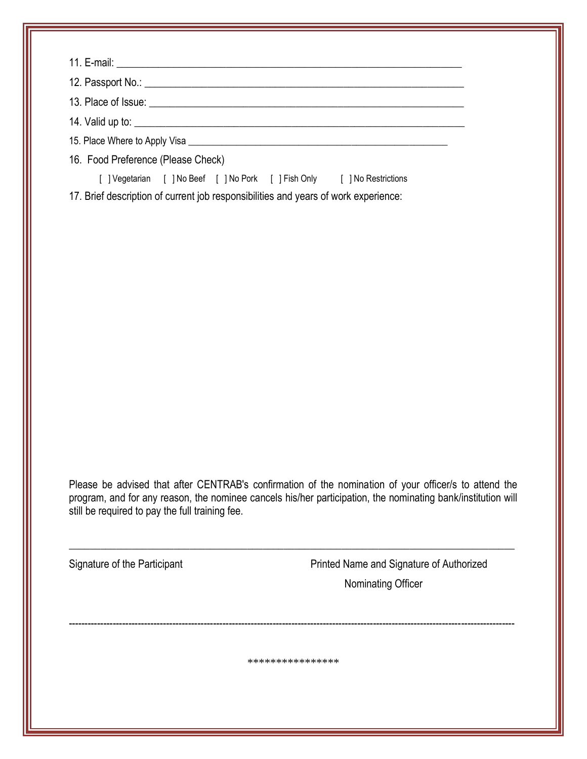11. E-mail: ___________________________________________________________________

12. Passport No.: _______________________________________________________________

13. Place of Issue: ______________________________________________________________

14. Valid up to: _________________________________________________________________

15. Place Where to Apply Visa ______________________________________________________

16. Food Preference (Please Check)

[ ] Vegetarian   [ ] No Beef   [ ] No Pork   [ ] Fish Only   [ ] No Restrictions

17. Brief description of current job responsibilities and years of work experience:

Please be advised that after CENTRAB's confirmation of the nomination of your officer/s to attend the program, and for any reason, the nominee cancels his/her participation, the nominating bank/institution will still be required to pay the full training fee.

_____________________________________________________________________________________

Signature of the Participant

Printed Name and Signature of Authorized Nominating Officer

-----------------------------------------------------------------------------------------------------------------------------------------

****************